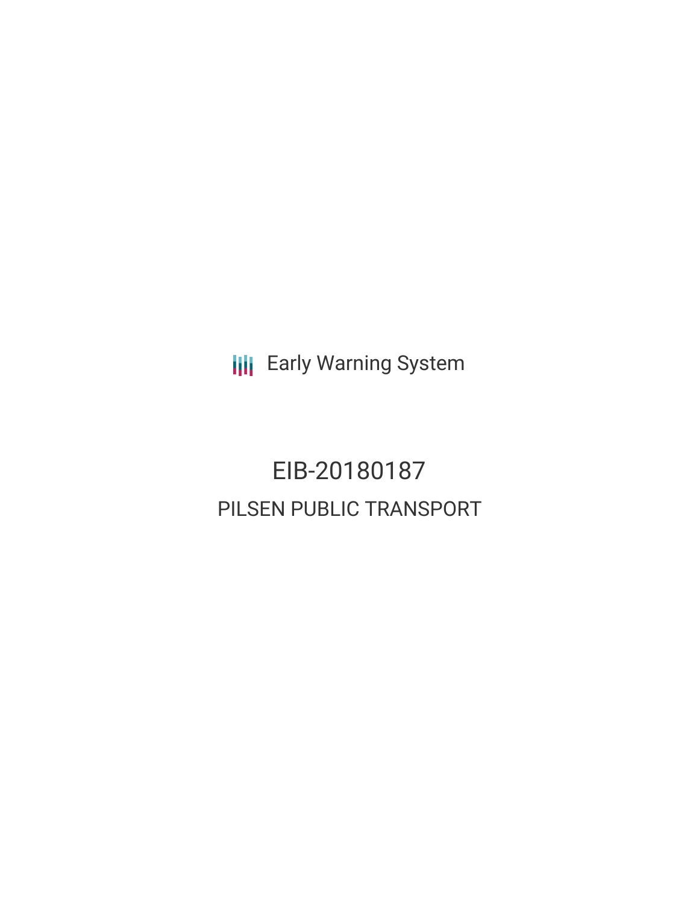Early Warning System

# EIB-20180187

## PILSEN PUBLIC TRANSPORT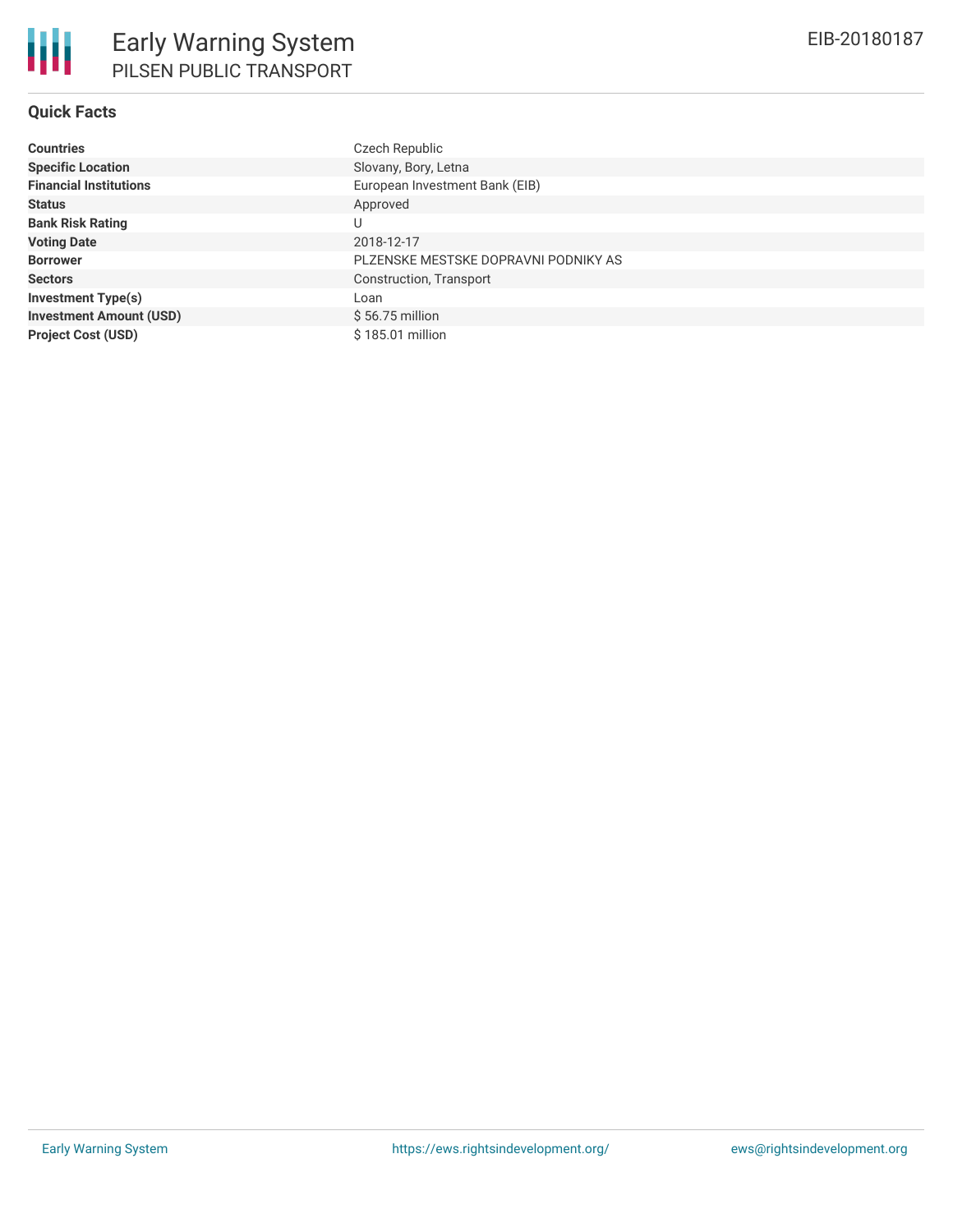## Quick Facts

| | |
|---|---|
| **Countries** | Czech Republic |
| **Specific Location** | Slovany, Bory, Letna |
| **Financial Institutions** | European Investment Bank (EIB) |
| **Status** | Approved |
| **Bank Risk Rating** | U |
| **Voting Date** | 2018-12-17 |
| **Borrower** | PLZENSKE MESTSKE DOPRAVNI PODNIKY AS |
| **Sectors** | Construction, Transport |
| **Investment Type(s)** | Loan |
| **Investment Amount (USD)** | $ 56.75 million |
| **Project Cost (USD)** | $ 185.01 million |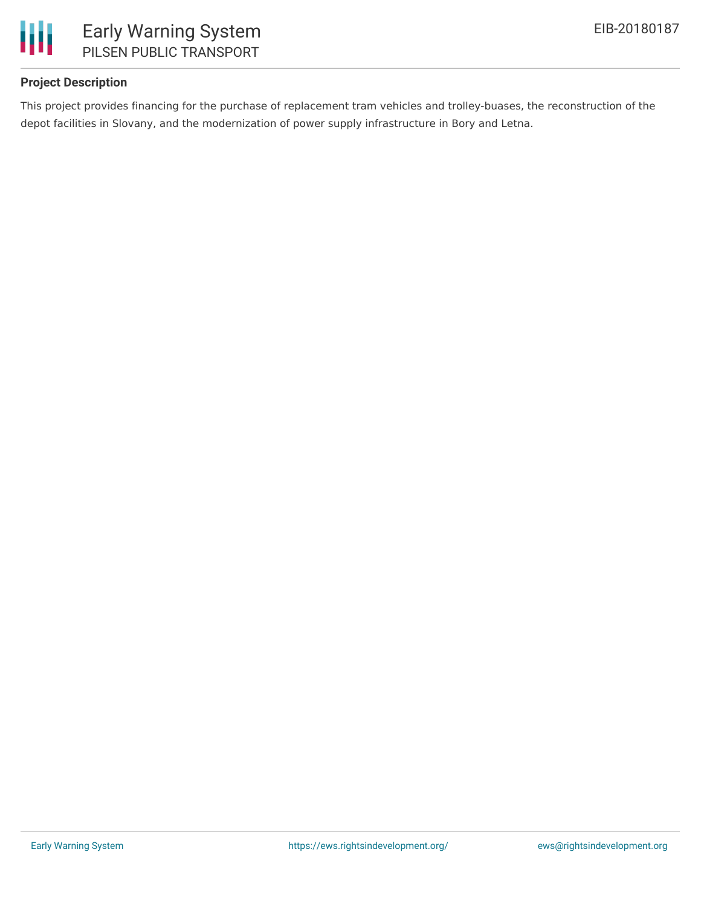## Project Description

This project provides financing for the purchase of replacement tram vehicles and trolley-buases, the reconstruction of the depot facilities in Slovany, and the modernization of power supply infrastructure in Bory and Letna.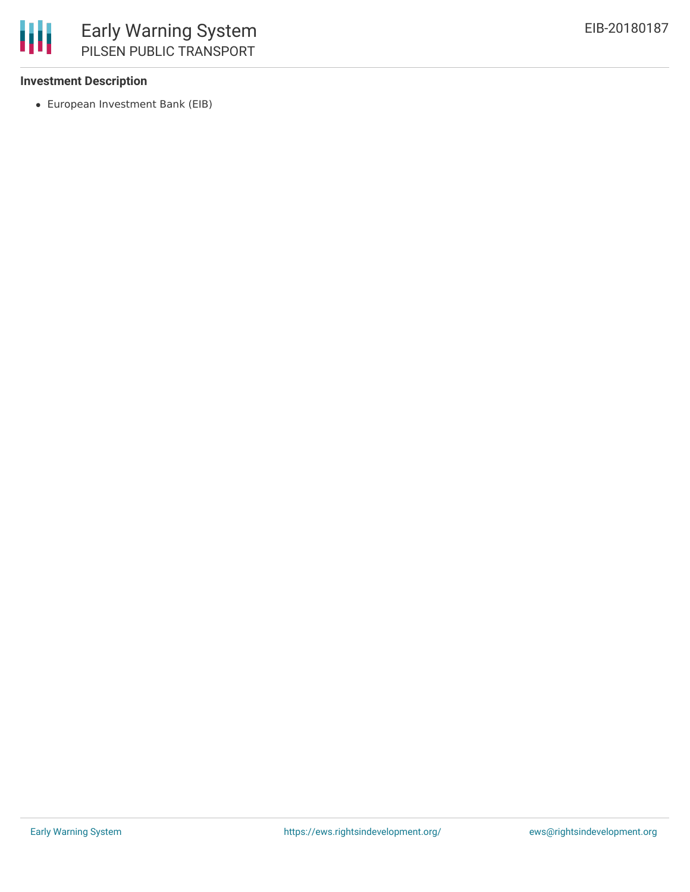**Investment Description**

- European Investment Bank (EIB)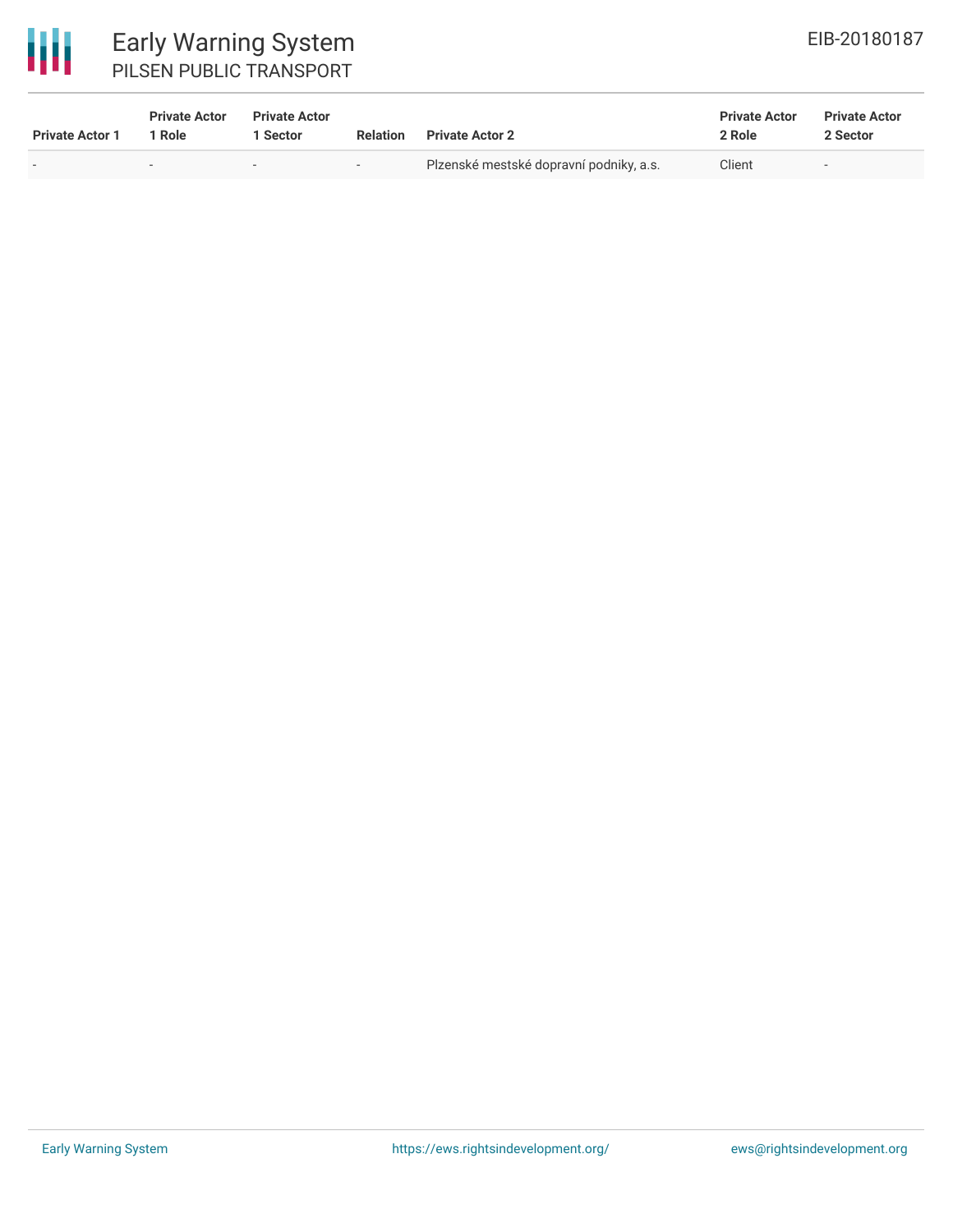| Private Actor 1 | Private Actor 1 Role | Private Actor 1 Sector | Relation | Private Actor 2 | Private Actor 2 Role | Private Actor 2 Sector |
|---|---|---|---|---|---|---|
| - | - | - | - | Plzenské mestské dopravní podniky, a.s. | Client | - |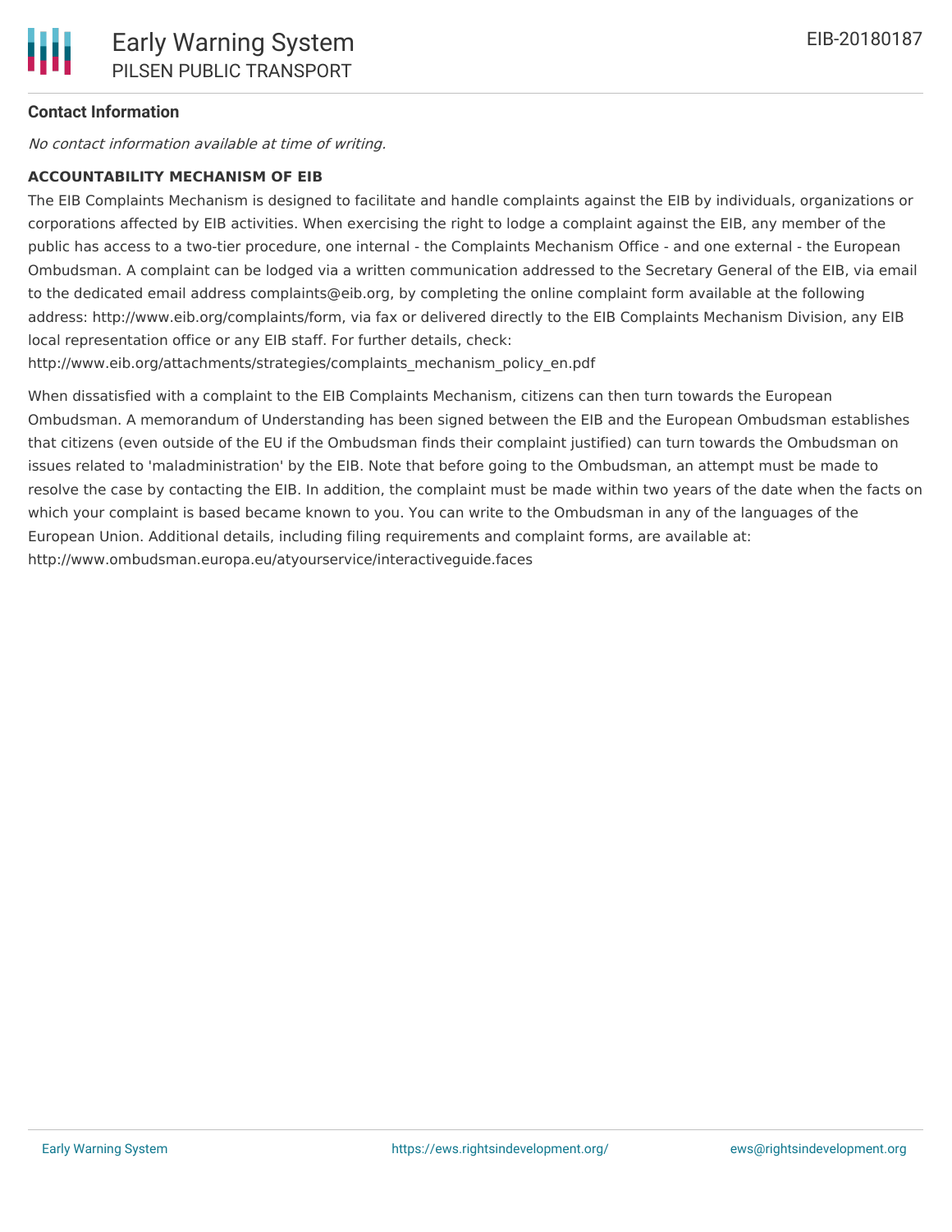## Contact Information

*No contact information available at time of writing.*

**ACCOUNTABILITY MECHANISM OF EIB**

The EIB Complaints Mechanism is designed to facilitate and handle complaints against the EIB by individuals, organizations or corporations affected by EIB activities. When exercising the right to lodge a complaint against the EIB, any member of the public has access to a two-tier procedure, one internal - the Complaints Mechanism Office - and one external - the European Ombudsman. A complaint can be lodged via a written communication addressed to the Secretary General of the EIB, via email to the dedicated email address complaints@eib.org, by completing the online complaint form available at the following address: http://www.eib.org/complaints/form, via fax or delivered directly to the EIB Complaints Mechanism Division, any EIB local representation office or any EIB staff. For further details, check: http://www.eib.org/attachments/strategies/complaints_mechanism_policy_en.pdf

When dissatisfied with a complaint to the EIB Complaints Mechanism, citizens can then turn towards the European Ombudsman. A memorandum of Understanding has been signed between the EIB and the European Ombudsman establishes that citizens (even outside of the EU if the Ombudsman finds their complaint justified) can turn towards the Ombudsman on issues related to 'maladministration' by the EIB. Note that before going to the Ombudsman, an attempt must be made to resolve the case by contacting the EIB. In addition, the complaint must be made within two years of the date when the facts on which your complaint is based became known to you. You can write to the Ombudsman in any of the languages of the European Union. Additional details, including filing requirements and complaint forms, are available at: http://www.ombudsman.europa.eu/atyourservice/interactiveguide.faces